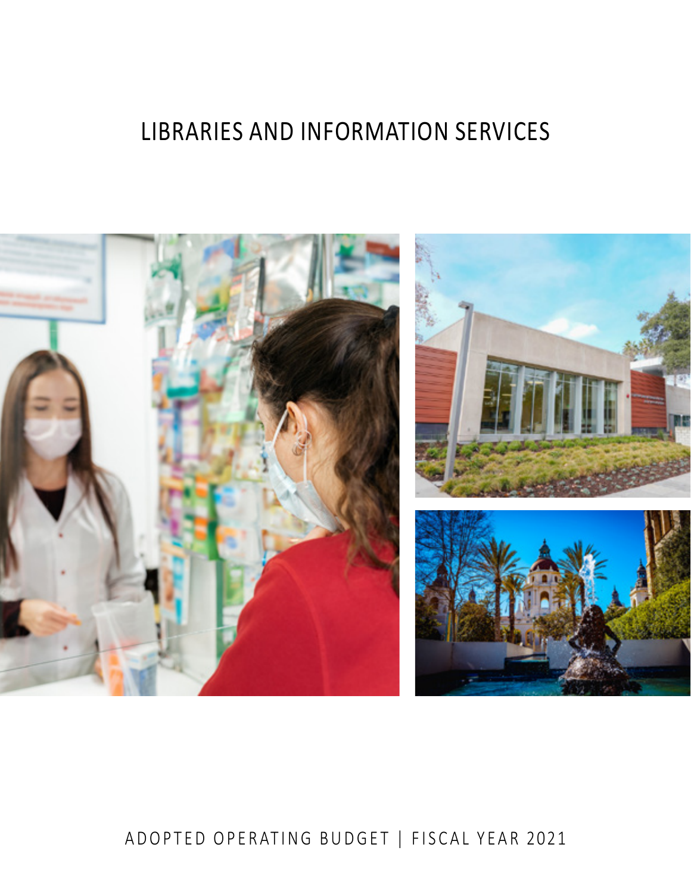# LIBRARIES AND INFORMATION SERVICES

ADOPTED OPERATING BUDGET | FISCAL YEAR 2021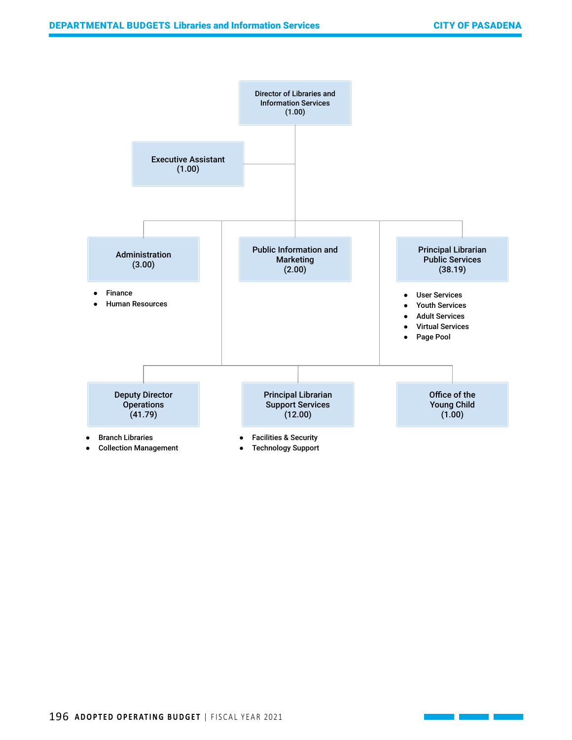Director of Libraries and Information Services (1.00)

- Executive Assistant (1.00)
- Administration (3.00)
  - Finance
  - Human Resources
- Public Information and Marketing (2.00)
- Principal Librarian Public Services (38.19)
  - User Services
  - Youth Services
  - Adult Services
  - Virtual Services
  - Page Pool
- Deputy Director Operations (41.79)
  - Branch Libraries
  - Collection Management
- Principal Librarian Support Services (12.00)
  - Facilities & Security
  - Technology Support
- Office of the Young Child (1.00)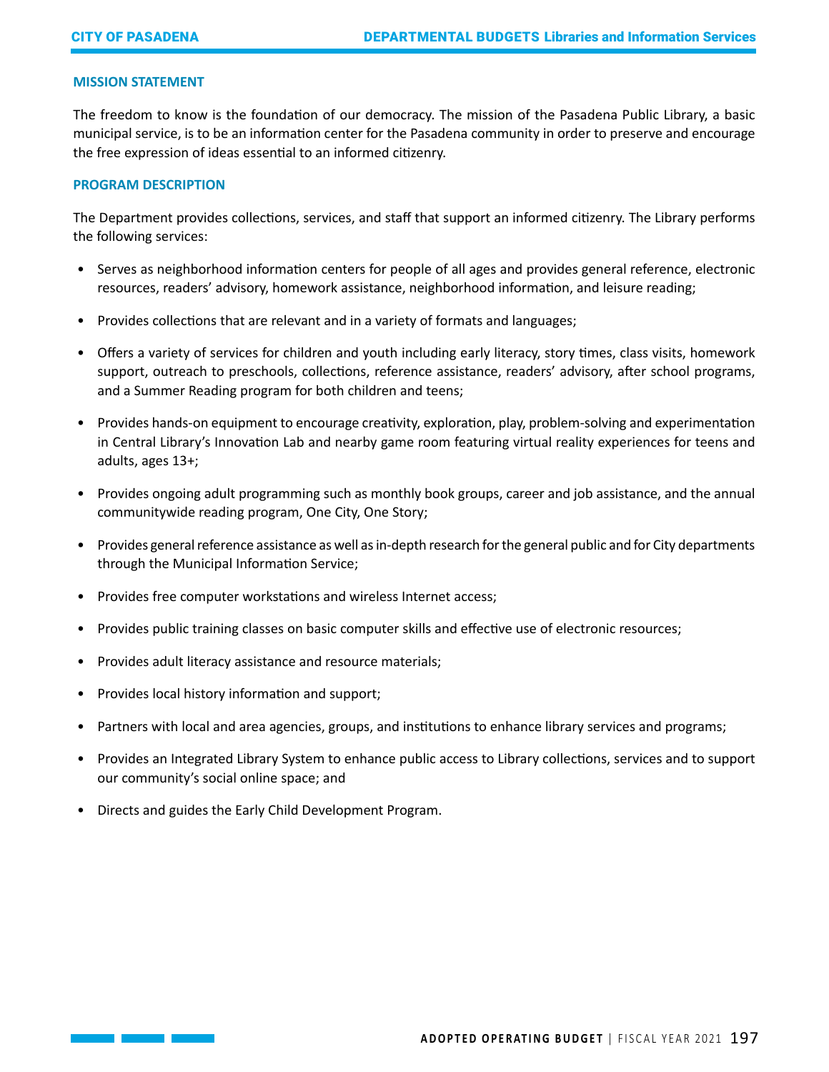## MISSION STATEMENT

The freedom to know is the foundation of our democracy. The mission of the Pasadena Public Library, a basic municipal service, is to be an information center for the Pasadena community in order to preserve and encourage the free expression of ideas essential to an informed citizenry.

## PROGRAM DESCRIPTION

The Department provides collections, services, and staff that support an informed citizenry. The Library performs the following services:

- Serves as neighborhood information centers for people of all ages and provides general reference, electronic resources, readers' advisory, homework assistance, neighborhood information, and leisure reading;
- Provides collections that are relevant and in a variety of formats and languages;
- Offers a variety of services for children and youth including early literacy, story times, class visits, homework support, outreach to preschools, collections, reference assistance, readers' advisory, after school programs, and a Summer Reading program for both children and teens;
- Provides hands-on equipment to encourage creativity, exploration, play, problem-solving and experimentation in Central Library's Innovation Lab and nearby game room featuring virtual reality experiences for teens and adults, ages 13+;
- Provides ongoing adult programming such as monthly book groups, career and job assistance, and the annual communitywide reading program, One City, One Story;
- Provides general reference assistance as well as in-depth research for the general public and for City departments through the Municipal Information Service;
- Provides free computer workstations and wireless Internet access;
- Provides public training classes on basic computer skills and effective use of electronic resources;
- Provides adult literacy assistance and resource materials;
- Provides local history information and support;
- Partners with local and area agencies, groups, and institutions to enhance library services and programs;
- Provides an Integrated Library System to enhance public access to Library collections, services and to support our community's social online space; and
- Directs and guides the Early Child Development Program.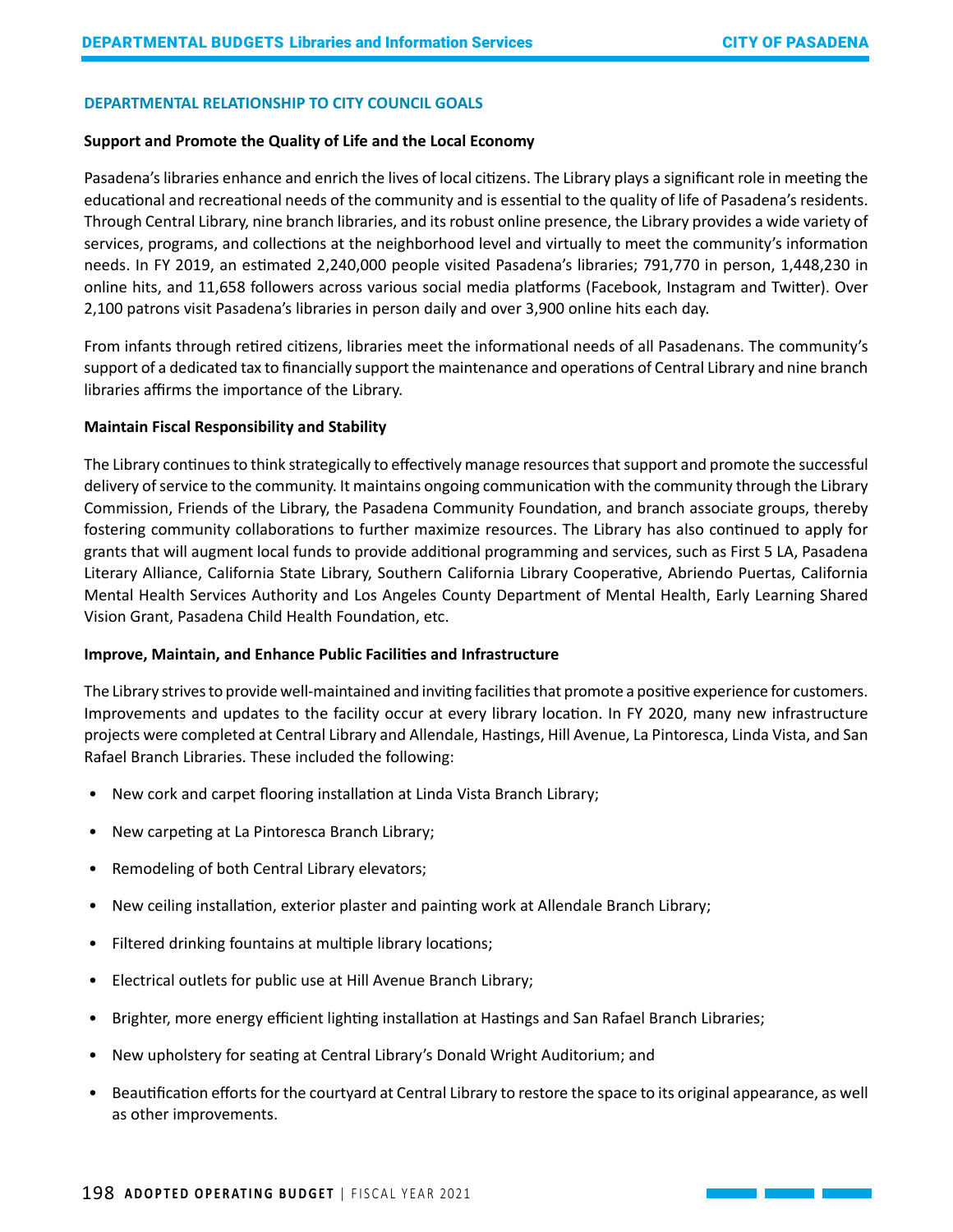## DEPARTMENTAL RELATIONSHIP TO CITY COUNCIL GOALS

**Support and Promote the Quality of Life and the Local Economy**

Pasadena's libraries enhance and enrich the lives of local citizens. The Library plays a significant role in meeting the educational and recreational needs of the community and is essential to the quality of life of Pasadena's residents. Through Central Library, nine branch libraries, and its robust online presence, the Library provides a wide variety of services, programs, and collections at the neighborhood level and virtually to meet the community's information needs. In FY 2019, an estimated 2,240,000 people visited Pasadena's libraries; 791,770 in person, 1,448,230 in online hits, and 11,658 followers across various social media platforms (Facebook, Instagram and Twitter). Over 2,100 patrons visit Pasadena's libraries in person daily and over 3,900 online hits each day.

From infants through retired citizens, libraries meet the informational needs of all Pasadenans. The community's support of a dedicated tax to financially support the maintenance and operations of Central Library and nine branch libraries affirms the importance of the Library.

**Maintain Fiscal Responsibility and Stability**

The Library continues to think strategically to effectively manage resources that support and promote the successful delivery of service to the community. It maintains ongoing communication with the community through the Library Commission, Friends of the Library, the Pasadena Community Foundation, and branch associate groups, thereby fostering community collaborations to further maximize resources. The Library has also continued to apply for grants that will augment local funds to provide additional programming and services, such as First 5 LA, Pasadena Literary Alliance, California State Library, Southern California Library Cooperative, Abriendo Puertas, California Mental Health Services Authority and Los Angeles County Department of Mental Health, Early Learning Shared Vision Grant, Pasadena Child Health Foundation, etc.

**Improve, Maintain, and Enhance Public Facilities and Infrastructure**

The Library strives to provide well-maintained and inviting facilities that promote a positive experience for customers. Improvements and updates to the facility occur at every library location. In FY 2020, many new infrastructure projects were completed at Central Library and Allendale, Hastings, Hill Avenue, La Pintoresca, Linda Vista, and San Rafael Branch Libraries. These included the following:

- New cork and carpet flooring installation at Linda Vista Branch Library;
- New carpeting at La Pintoresca Branch Library;
- Remodeling of both Central Library elevators;
- New ceiling installation, exterior plaster and painting work at Allendale Branch Library;
- Filtered drinking fountains at multiple library locations;
- Electrical outlets for public use at Hill Avenue Branch Library;
- Brighter, more energy efficient lighting installation at Hastings and San Rafael Branch Libraries;
- New upholstery for seating at Central Library's Donald Wright Auditorium; and
- Beautification efforts for the courtyard at Central Library to restore the space to its original appearance, as well as other improvements.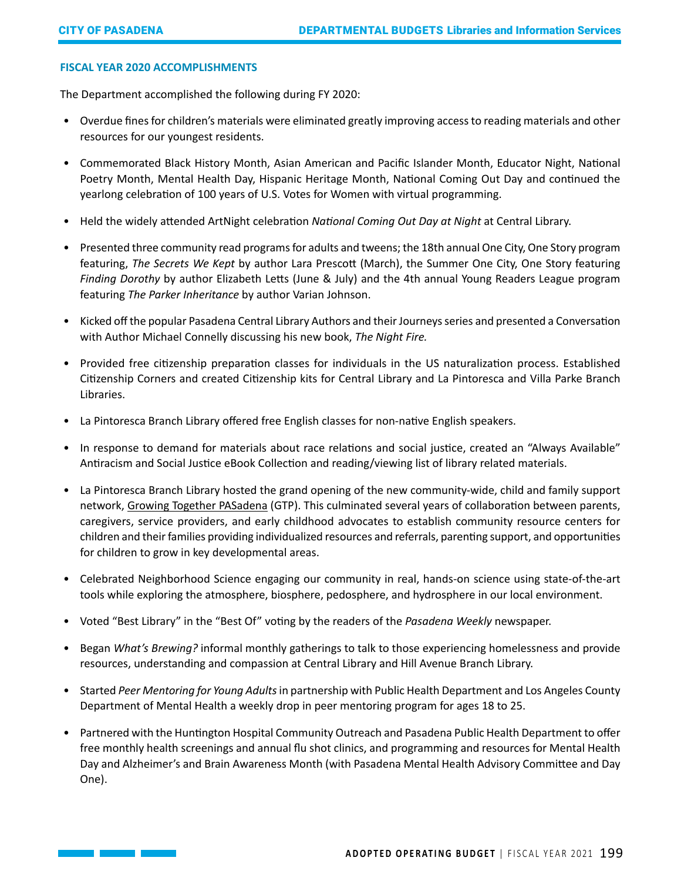### FISCAL YEAR 2020 ACCOMPLISHMENTS

The Department accomplished the following during FY 2020:

- Overdue fines for children's materials were eliminated greatly improving access to reading materials and other resources for our youngest residents.
- Commemorated Black History Month, Asian American and Pacific Islander Month, Educator Night, National Poetry Month, Mental Health Day, Hispanic Heritage Month, National Coming Out Day and continued the yearlong celebration of 100 years of U.S. Votes for Women with virtual programming.
- Held the widely attended ArtNight celebration *National Coming Out Day at Night* at Central Library.
- Presented three community read programs for adults and tweens; the 18th annual One City, One Story program featuring, *The Secrets We Kept* by author Lara Prescott (March), the Summer One City, One Story featuring *Finding Dorothy* by author Elizabeth Letts (June & July) and the 4th annual Young Readers League program featuring *The Parker Inheritance* by author Varian Johnson.
- Kicked off the popular Pasadena Central Library Authors and their Journeys series and presented a Conversation with Author Michael Connelly discussing his new book, *The Night Fire.*
- Provided free citizenship preparation classes for individuals in the US naturalization process. Established Citizenship Corners and created Citizenship kits for Central Library and La Pintoresca and Villa Parke Branch Libraries.
- La Pintoresca Branch Library offered free English classes for non-native English speakers.
- In response to demand for materials about race relations and social justice, created an "Always Available" Antiracism and Social Justice eBook Collection and reading/viewing list of library related materials.
- La Pintoresca Branch Library hosted the grand opening of the new community-wide, child and family support network, Growing Together PASadena (GTP). This culminated several years of collaboration between parents, caregivers, service providers, and early childhood advocates to establish community resource centers for children and their families providing individualized resources and referrals, parenting support, and opportunities for children to grow in key developmental areas.
- Celebrated Neighborhood Science engaging our community in real, hands-on science using state-of-the-art tools while exploring the atmosphere, biosphere, pedosphere, and hydrosphere in our local environment.
- Voted "Best Library" in the "Best Of" voting by the readers of the *Pasadena Weekly* newspaper.
- Began *What's Brewing?* informal monthly gatherings to talk to those experiencing homelessness and provide resources, understanding and compassion at Central Library and Hill Avenue Branch Library.
- Started *Peer Mentoring for Young Adults* in partnership with Public Health Department and Los Angeles County Department of Mental Health a weekly drop in peer mentoring program for ages 18 to 25.
- Partnered with the Huntington Hospital Community Outreach and Pasadena Public Health Department to offer free monthly health screenings and annual flu shot clinics, and programming and resources for Mental Health Day and Alzheimer's and Brain Awareness Month (with Pasadena Mental Health Advisory Committee and Day One).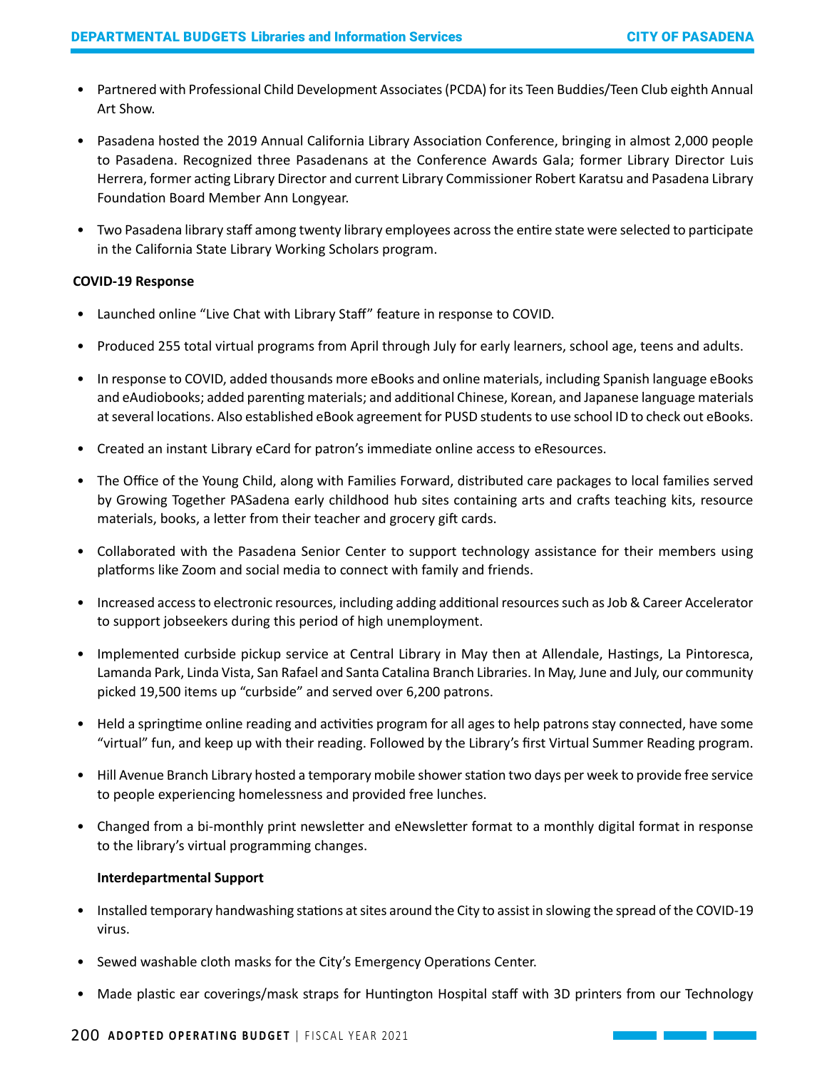- Partnered with Professional Child Development Associates (PCDA) for its Teen Buddies/Teen Club eighth Annual Art Show.
- Pasadena hosted the 2019 Annual California Library Association Conference, bringing in almost 2,000 people to Pasadena. Recognized three Pasadenans at the Conference Awards Gala; former Library Director Luis Herrera, former acting Library Director and current Library Commissioner Robert Karatsu and Pasadena Library Foundation Board Member Ann Longyear.
- Two Pasadena library staff among twenty library employees across the entire state were selected to participate in the California State Library Working Scholars program.

**COVID-19 Response**

- Launched online "Live Chat with Library Staff" feature in response to COVID.
- Produced 255 total virtual programs from April through July for early learners, school age, teens and adults.
- In response to COVID, added thousands more eBooks and online materials, including Spanish language eBooks and eAudiobooks; added parenting materials; and additional Chinese, Korean, and Japanese language materials at several locations. Also established eBook agreement for PUSD students to use school ID to check out eBooks.
- Created an instant Library eCard for patron's immediate online access to eResources.
- The Office of the Young Child, along with Families Forward, distributed care packages to local families served by Growing Together PASadena early childhood hub sites containing arts and crafts teaching kits, resource materials, books, a letter from their teacher and grocery gift cards.
- Collaborated with the Pasadena Senior Center to support technology assistance for their members using platforms like Zoom and social media to connect with family and friends.
- Increased access to electronic resources, including adding additional resources such as Job & Career Accelerator to support jobseekers during this period of high unemployment.
- Implemented curbside pickup service at Central Library in May then at Allendale, Hastings, La Pintoresca, Lamanda Park, Linda Vista, San Rafael and Santa Catalina Branch Libraries. In May, June and July, our community picked 19,500 items up "curbside" and served over 6,200 patrons.
- Held a springtime online reading and activities program for all ages to help patrons stay connected, have some "virtual" fun, and keep up with their reading. Followed by the Library's first Virtual Summer Reading program.
- Hill Avenue Branch Library hosted a temporary mobile shower station two days per week to provide free service to people experiencing homelessness and provided free lunches.
- Changed from a bi-monthly print newsletter and eNewsletter format to a monthly digital format in response to the library's virtual programming changes.

**Interdepartmental Support**

- Installed temporary handwashing stations at sites around the City to assist in slowing the spread of the COVID-19 virus.
- Sewed washable cloth masks for the City's Emergency Operations Center.
- Made plastic ear coverings/mask straps for Huntington Hospital staff with 3D printers from our Technology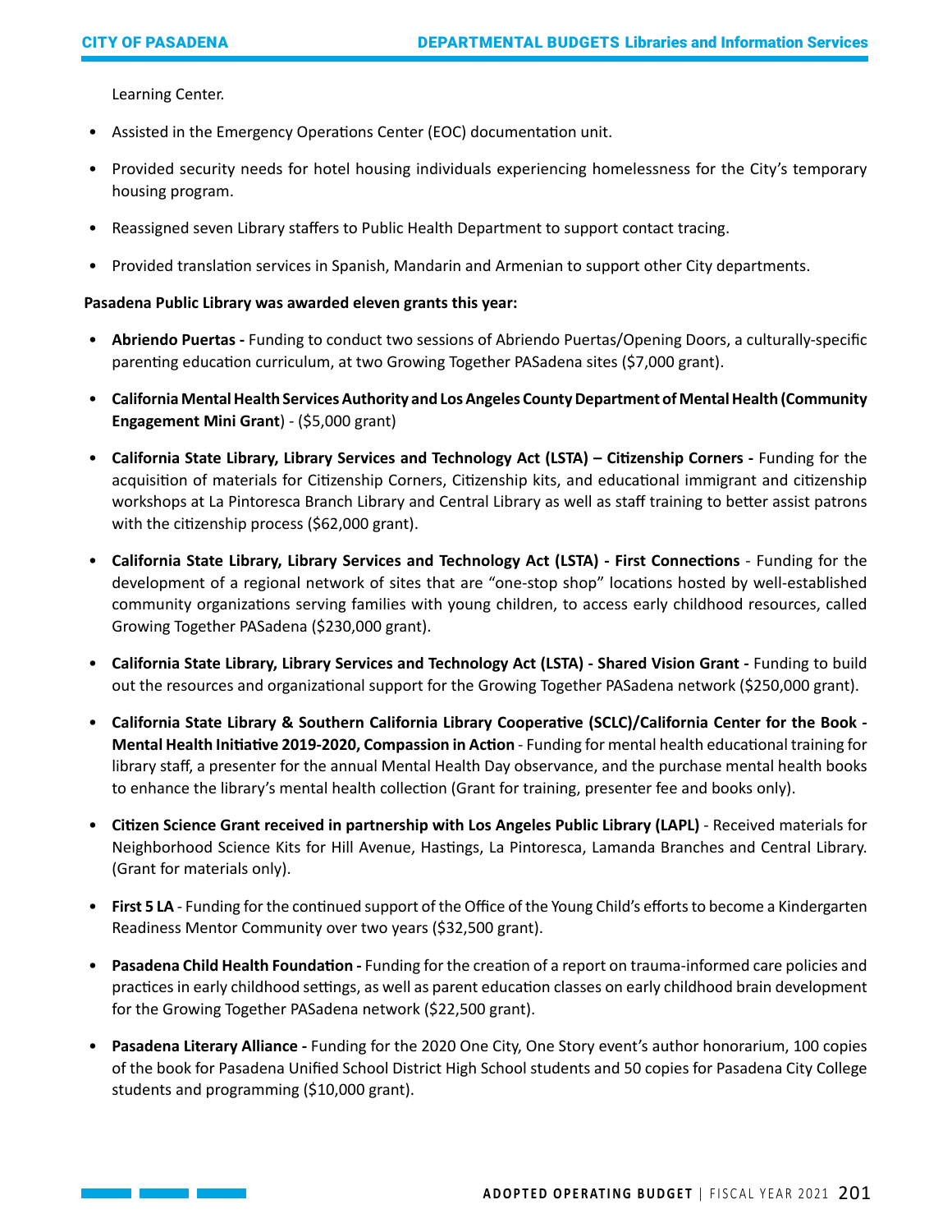Learning Center.

- Assisted in the Emergency Operations Center (EOC) documentation unit.
- Provided security needs for hotel housing individuals experiencing homelessness for the City's temporary housing program.
- Reassigned seven Library staffers to Public Health Department to support contact tracing.
- Provided translation services in Spanish, Mandarin and Armenian to support other City departments.

**Pasadena Public Library was awarded eleven grants this year:**

- **Abriendo Puertas -** Funding to conduct two sessions of Abriendo Puertas/Opening Doors, a culturally-specific parenting education curriculum, at two Growing Together PASadena sites ($7,000 grant).
- **California Mental Health Services Authority and Los Angeles County Department of Mental Health (Community Engagement Mini Grant**) - ($5,000 grant)
- **California State Library, Library Services and Technology Act (LSTA) – Citizenship Corners -** Funding for the acquisition of materials for Citizenship Corners, Citizenship kits, and educational immigrant and citizenship workshops at La Pintoresca Branch Library and Central Library as well as staff training to better assist patrons with the citizenship process ($62,000 grant).
- **California State Library, Library Services and Technology Act (LSTA) - First Connections** - Funding for the development of a regional network of sites that are "one-stop shop" locations hosted by well-established community organizations serving families with young children, to access early childhood resources, called Growing Together PASadena ($230,000 grant).
- **California State Library, Library Services and Technology Act (LSTA) - Shared Vision Grant -** Funding to build out the resources and organizational support for the Growing Together PASadena network ($250,000 grant).
- **California State Library & Southern California Library Cooperative (SCLC)/California Center for the Book - Mental Health Initiative 2019-2020, Compassion in Action** - Funding for mental health educational training for library staff, a presenter for the annual Mental Health Day observance, and the purchase mental health books to enhance the library's mental health collection (Grant for training, presenter fee and books only).
- **Citizen Science Grant received in partnership with Los Angeles Public Library (LAPL)** - Received materials for Neighborhood Science Kits for Hill Avenue, Hastings, La Pintoresca, Lamanda Branches and Central Library. (Grant for materials only).
- **First 5 LA** - Funding for the continued support of the Office of the Young Child's efforts to become a Kindergarten Readiness Mentor Community over two years ($32,500 grant).
- **Pasadena Child Health Foundation -** Funding for the creation of a report on trauma-informed care policies and practices in early childhood settings, as well as parent education classes on early childhood brain development for the Growing Together PASadena network ($22,500 grant).
- **Pasadena Literary Alliance -** Funding for the 2020 One City, One Story event's author honorarium, 100 copies of the book for Pasadena Unified School District High School students and 50 copies for Pasadena City College students and programming ($10,000 grant).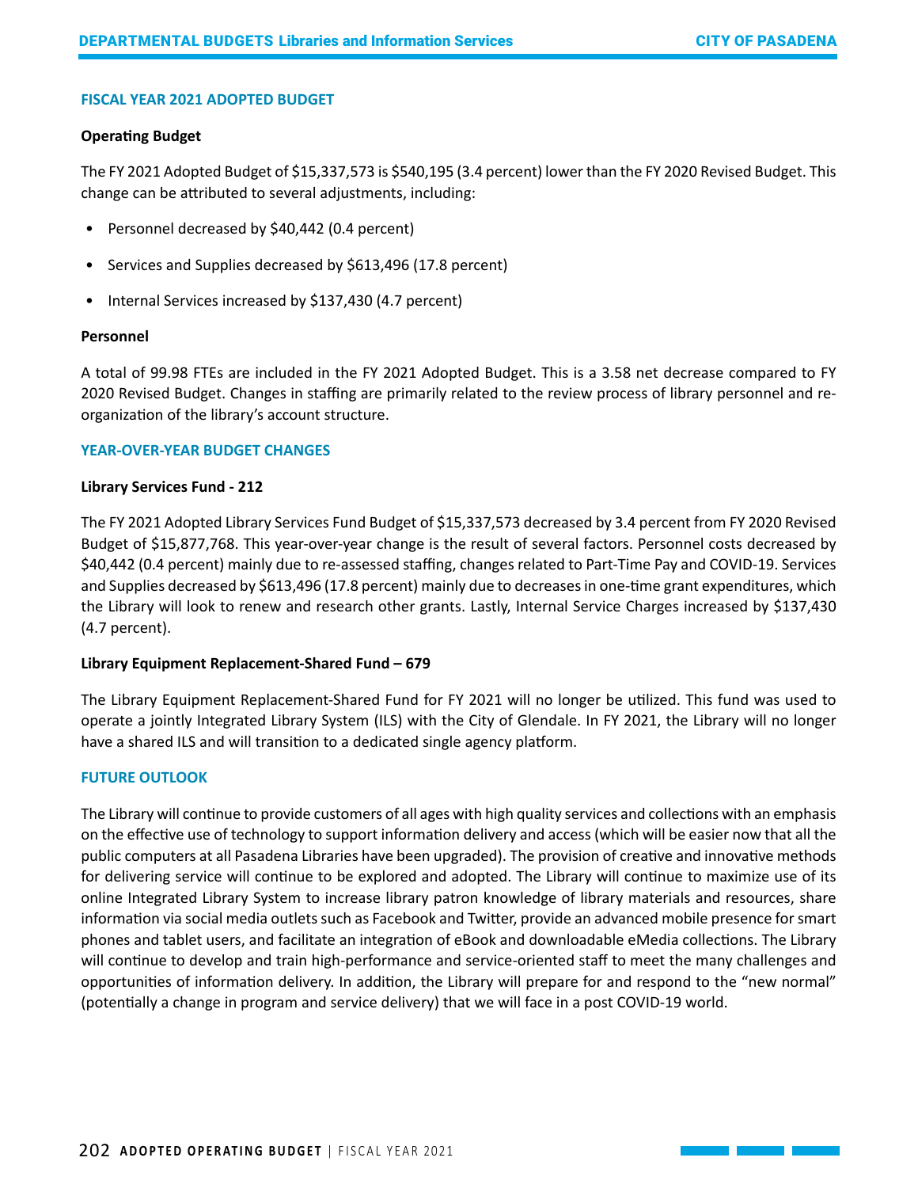## FISCAL YEAR 2021 ADOPTED BUDGET

### Operating Budget

The FY 2021 Adopted Budget of $15,337,573 is $540,195 (3.4 percent) lower than the FY 2020 Revised Budget. This change can be attributed to several adjustments, including:

- Personnel decreased by $40,442 (0.4 percent)
- Services and Supplies decreased by $613,496 (17.8 percent)
- Internal Services increased by $137,430 (4.7 percent)

### Personnel

A total of 99.98 FTEs are included in the FY 2021 Adopted Budget. This is a 3.58 net decrease compared to FY 2020 Revised Budget. Changes in staffing are primarily related to the review process of library personnel and re-organization of the library's account structure.

## YEAR-OVER-YEAR BUDGET CHANGES

### Library Services Fund - 212

The FY 2021 Adopted Library Services Fund Budget of $15,337,573 decreased by 3.4 percent from FY 2020 Revised Budget of $15,877,768. This year-over-year change is the result of several factors. Personnel costs decreased by $40,442 (0.4 percent) mainly due to re-assessed staffing, changes related to Part-Time Pay and COVID-19. Services and Supplies decreased by $613,496 (17.8 percent) mainly due to decreases in one-time grant expenditures, which the Library will look to renew and research other grants. Lastly, Internal Service Charges increased by $137,430 (4.7 percent).

### Library Equipment Replacement-Shared Fund – 679

The Library Equipment Replacement-Shared Fund for FY 2021 will no longer be utilized. This fund was used to operate a jointly Integrated Library System (ILS) with the City of Glendale. In FY 2021, the Library will no longer have a shared ILS and will transition to a dedicated single agency platform.

## FUTURE OUTLOOK

The Library will continue to provide customers of all ages with high quality services and collections with an emphasis on the effective use of technology to support information delivery and access (which will be easier now that all the public computers at all Pasadena Libraries have been upgraded). The provision of creative and innovative methods for delivering service will continue to be explored and adopted. The Library will continue to maximize use of its online Integrated Library System to increase library patron knowledge of library materials and resources, share information via social media outlets such as Facebook and Twitter, provide an advanced mobile presence for smart phones and tablet users, and facilitate an integration of eBook and downloadable eMedia collections. The Library will continue to develop and train high-performance and service-oriented staff to meet the many challenges and opportunities of information delivery. In addition, the Library will prepare for and respond to the "new normal" (potentially a change in program and service delivery) that we will face in a post COVID-19 world.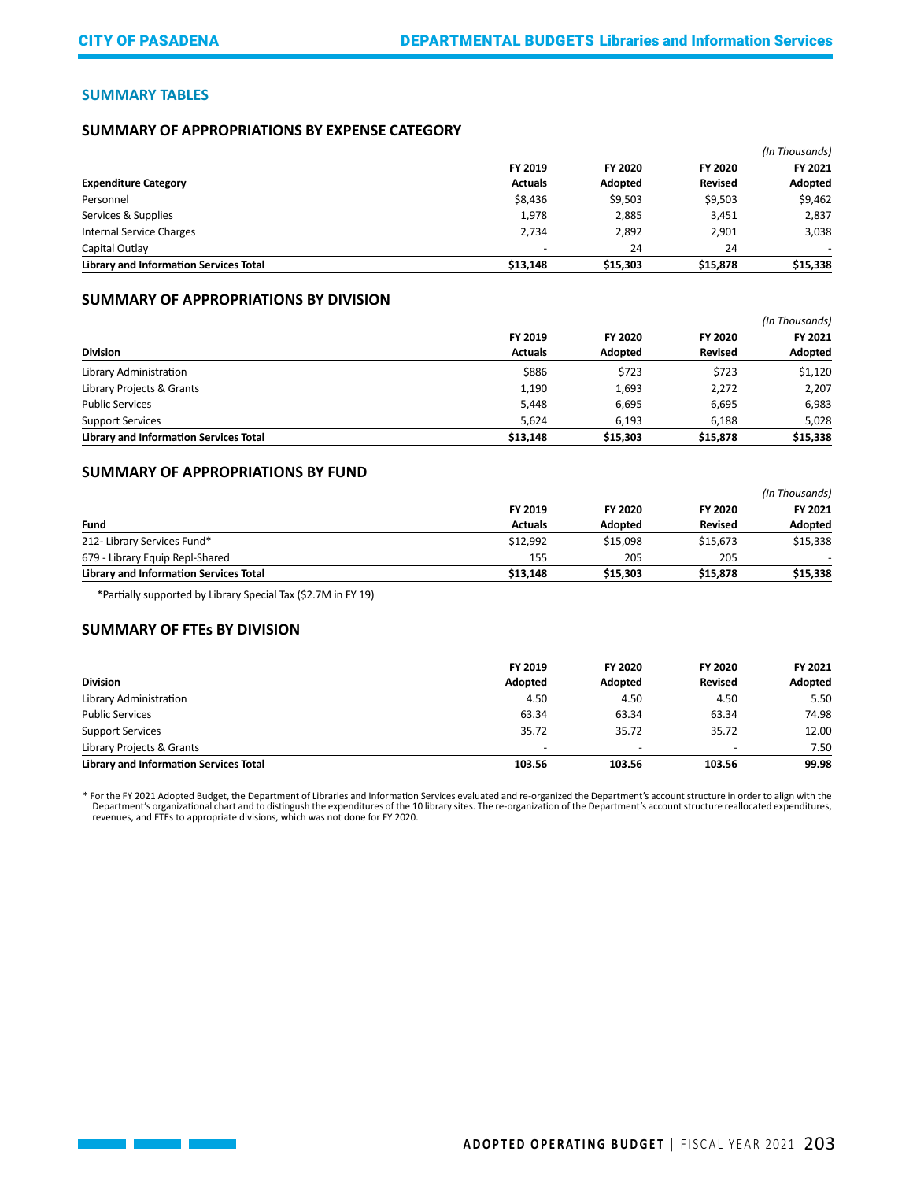## SUMMARY TABLES

### SUMMARY OF APPROPRIATIONS BY EXPENSE CATEGORY

*(In Thousands)*

| Expenditure Category | FY 2019 Actuals | FY 2020 Adopted | FY 2020 Revised | FY 2021 Adopted |
|---|---|---|---|---|
| Personnel | $8,436 | $9,503 | $9,503 | $9,462 |
| Services & Supplies | 1,978 | 2,885 | 3,451 | 2,837 |
| Internal Service Charges | 2,734 | 2,892 | 2,901 | 3,038 |
| Capital Outlay | - | 24 | 24 | - |
| **Library and Information Services Total** | **$13,148** | **$15,303** | **$15,878** | **$15,338** |

### SUMMARY OF APPROPRIATIONS BY DIVISION

*(In Thousands)*

| Division | FY 2019 Actuals | FY 2020 Adopted | FY 2020 Revised | FY 2021 Adopted |
|---|---|---|---|---|
| Library Administration | $886 | $723 | $723 | $1,120 |
| Library Projects & Grants | 1,190 | 1,693 | 2,272 | 2,207 |
| Public Services | 5,448 | 6,695 | 6,695 | 6,983 |
| Support Services | 5,624 | 6,193 | 6,188 | 5,028 |
| **Library and Information Services Total** | **$13,148** | **$15,303** | **$15,878** | **$15,338** |

### SUMMARY OF APPROPRIATIONS BY FUND

*(In Thousands)*

| Fund | FY 2019 Actuals | FY 2020 Adopted | FY 2020 Revised | FY 2021 Adopted |
|---|---|---|---|---|
| 212- Library Services Fund* | $12,992 | $15,098 | $15,673 | $15,338 |
| 679 - Library Equip Repl-Shared | 155 | 205 | 205 | - |
| **Library and Information Services Total** | **$13,148** | **$15,303** | **$15,878** | **$15,338** |

*Partially supported by Library Special Tax ($2.7M in FY 19)

### SUMMARY OF FTEs BY DIVISION

| Division | FY 2019 Adopted | FY 2020 Adopted | FY 2020 Revised | FY 2021 Adopted |
|---|---|---|---|---|
| Library Administration | 4.50 | 4.50 | 4.50 | 5.50 |
| Public Services | 63.34 | 63.34 | 63.34 | 74.98 |
| Support Services | 35.72 | 35.72 | 35.72 | 12.00 |
| Library Projects & Grants | - | - | - | 7.50 |
| **Library and Information Services Total** | **103.56** | **103.56** | **103.56** | **99.98** |

* For the FY 2021 Adopted Budget, the Department of Libraries and Information Services evaluated and re-organized the Department's account structure in order to align with the Department's organizational chart and to distingush the expenditures of the 10 library sites. The re-organization of the Department's account structure reallocated expenditures, revenues, and FTEs to appropriate divisions, which was not done for FY 2020.